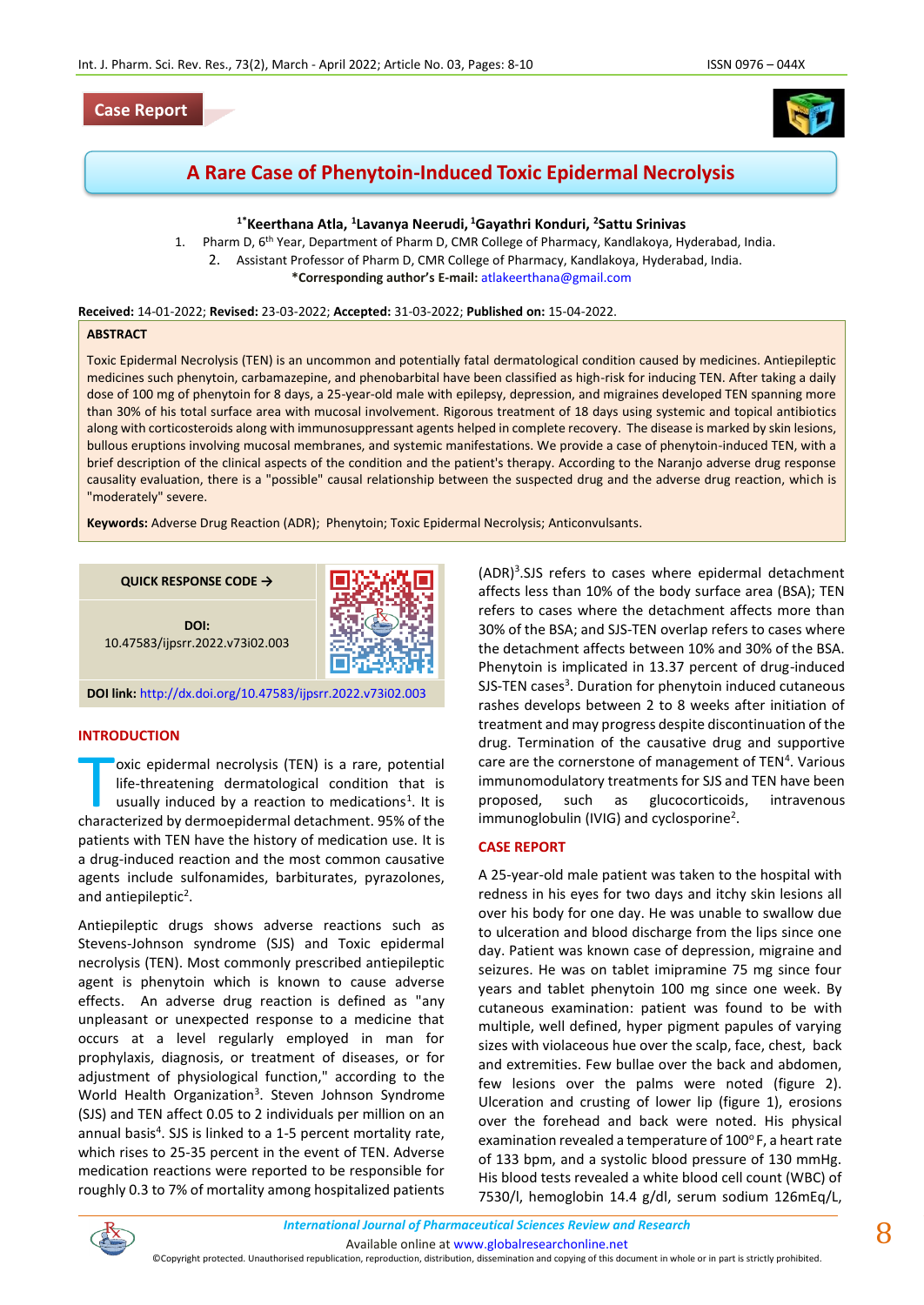Case Report

# A Rare Case of Phenytoin-Induced Toxic Epidermal Necrolysis

**[1*]Keerthana Atla, [1]Lavanya Neerudi, [1]Gayathri Konduri, [2]Sattu Srinivas**

1. Pharm D, 6th Year, Department of Pharm D, CMR College of Pharmacy, Kandlakoya, Hyderabad, India.
2. Assistant Professor of Pharm D, CMR College of Pharmacy, Kandlakoya, Hyderabad, India.

***Corresponding author's E-mail:** atlakeerthana@gmail.com

**Received:** 14-01-2022; **Revised:** 23-03-2022; **Accepted:** 31-03-2022; **Published on:** 15-04-2022.

## ABSTRACT

Toxic Epidermal Necrolysis (TEN) is an uncommon and potentially fatal dermatological condition caused by medicines. Antiepileptic medicines such phenytoin, carbamazepine, and phenobarbital have been classified as high-risk for inducing TEN. After taking a daily dose of 100 mg of phenytoin for 8 days, a 25-year-old male with epilepsy, depression, and migraines developed TEN spanning more than 30% of his total surface area with mucosal involvement. Rigorous treatment of 18 days using systemic and topical antibiotics along with corticosteroids along with immunosuppressant agents helped in complete recovery. The disease is marked by skin lesions, bullous eruptions involving mucosal membranes, and systemic manifestations. We provide a case of phenytoin-induced cutaneous TEN, with a brief description of the clinical aspects of the condition and the patient's therapy. According to the Naranjo adverse drug response causality evaluation, there is a "possible" causal relationship between the suspected drug and the adverse drug reaction, which is "moderately" severe.

**Keywords:** Adverse Drug Reaction (ADR); Phenytoin; Toxic Epidermal Necrolysis; Anticonvulsants.

QUICK RESPONSE CODE →

DOI: 10.47583/ijpsrr.2022.v73i02.003

**DOI link:** http://dx.doi.org/10.47583/ijpsrr.2022.v73i02.003

## INTRODUCTION

Toxic epidermal necrolysis (TEN) is a rare, potential life-threatening dermatological condition that is usually induced by a reaction to medications[1]. It is characterized by dermoepidermal detachment. 95% of the patients with TEN have the history of medication use. It is a drug-induced reaction and the most common causative agents include sulfonamides, barbiturates, pyrazolones, and antiepileptic[2].

Antiepileptic drugs shows adverse reactions such as Stevens-Johnson syndrome (SJS) and Toxic epidermal necrolysis (TEN). Most commonly prescribed antiepileptic agent is phenytoin which is known to cause adverse effects. An adverse drug reaction is defined as "any unpleasant or unexpected response to a medicine that occurs at a level regularly employed in man for prophylaxis, diagnosis, or treatment of diseases, or for adjustment of physiological function," according to the World Health Organization[3]. Steven Johnson Syndrome (SJS) and TEN affect 0.05 to 2 individuals per million on an annual basis[4]. SJS is linked to a 1-5 percent mortality rate, which rises to 25-35 percent in the event of TEN. Adverse medication reactions were reported to be responsible for roughly 0.3 to 7% of mortality among hospitalized patients (ADR)[3].SJS refers to cases where epidermal detachment affects less than 10% of the body surface area (BSA); TEN refers to cases where the detachment affects more than 30% of the BSA; and SJS-TEN overlap refers to cases where the detachment affects between 10% and 30% of the BSA. Phenytoin is implicated in 13.37 percent of drug-induced SJS-TEN cases[3]. Duration for phenytoin induced cutaneous rashes develops between 2 to 8 weeks after initiation of treatment and may progress despite discontinuation of the drug. Termination of the causative drug and supportive care are the cornerstone of management of TEN[4]. Various immunomodulatory treatments for SJS and TEN have been proposed, such as glucocorticoids, intravenous immunoglobulin (IVIG) and cyclosporine[2].

## CASE REPORT

A 25-year-old male patient was taken to the hospital with redness in his eyes for two days and itchy skin lesions all over his body for one day. He was unable to swallow due to ulceration and blood discharge from the lips since one day. Patient was known case of depression, migraine and seizures. He was on tablet imipramine 75 mg since four years and tablet phenytoin 100 mg since one week. By cutaneous examination: patient was found to be with multiple, well defined, hyper pigment papules of varying sizes with violaceous hue over the scalp, face, chest, back and extremities. Few bullae over the back and abdomen, few lesions over the palms were noted (figure 2). Ulceration and crusting of lower lip (figure 1), erosions over the forehead and back were noted. His physical examination revealed a temperature of 100°F, a heart rate of 133 bpm, and a systolic blood pressure of 130 mmHg. His blood tests revealed a white blood cell count (WBC) of 7530/l, hemoglobin 14.4 g/dl, serum sodium 126mEq/L,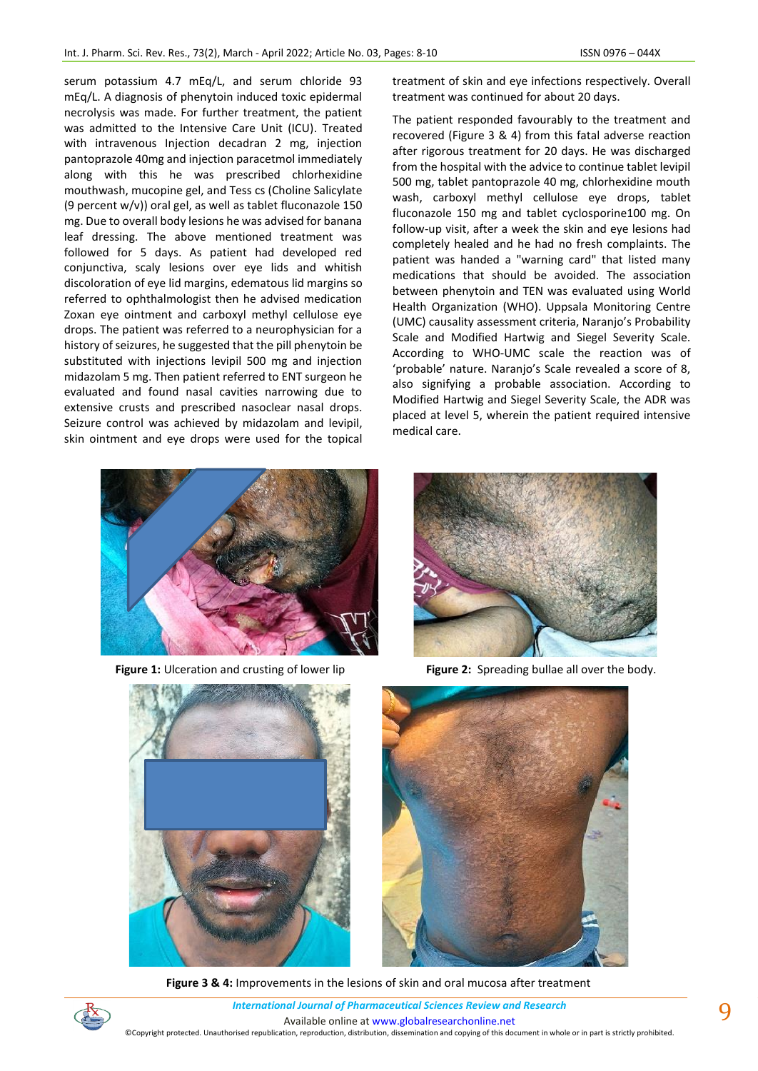serum potassium 4.7 mEq/L, and serum chloride 93 mEq/L. A diagnosis of phenytoin induced toxic epidermal necrolysis was made. For further treatment, the patient was admitted to the Intensive Care Unit (ICU). Treated with intravenous Injection decadran 2 mg, injection pantoprazole 40mg and injection paracetmol immediately along with this he was prescribed chlorhexidine mouthwash, mucopine gel, and Tess cs (Choline Salicylate (9 percent w/v)) oral gel, as well as tablet fluconazole 150 mg. Due to overall body lesions he was advised for banana leaf dressing. The above mentioned treatment was followed for 5 days. As patient had developed red conjunctiva, scaly lesions over eye lids and whitish discoloration of eye lid margins, edematous lid margins so referred to ophthalmologist then he advised medication Zoxan eye ointment and carboxyl methyl cellulose eye drops. The patient was referred to a neurophysician for a history of seizures, he suggested that the pill phenytoin be substituted with injections levipil 500 mg and injection midazolam 5 mg. Then patient referred to ENT surgeon he evaluated and found nasal cavities narrowing due to extensive crusts and prescribed nasoclear nasal drops. Seizure control was achieved by midazolam and levipil, skin ointment and eye drops were used for the topical treatment of skin and eye infections respectively. Overall treatment was continued for about 20 days.

The patient responded favourably to the treatment and recovered (Figure 3 & 4) from this fatal adverse reaction after rigorous treatment for 20 days. He was discharged from the hospital with the advice to continue tablet levipil 500 mg, tablet pantoprazole 40 mg, chlorhexidine mouth wash, carboxyl methyl cellulose eye drops, tablet fluconazole 150 mg and tablet cyclosporine100 mg. On follow-up visit, after a week the skin and eye lesions had completely healed and he had no fresh complaints. The patient was handed a "warning card" that listed many medications that should be avoided. The association between phenytoin and TEN was evaluated using World Health Organization (WHO). Uppsala Monitoring Centre (UMC) causality assessment criteria, Naranjo's Probability Scale and Modified Hartwig and Siegel Severity Scale. According to WHO-UMC scale the reaction was of 'probable' nature. Naranjo's Scale revealed a score of 8, also signifying a probable association. According to Modified Hartwig and Siegel Severity Scale, the ADR was placed at level 5, wherein the patient required intensive medical care.

**Figure 1:** Ulceration and crusting of lower lip

**Figure 2:** Spreading bullae all over the body.

**Figure 3 & 4:** Improvements in the lesions of skin and oral mucosa after treatment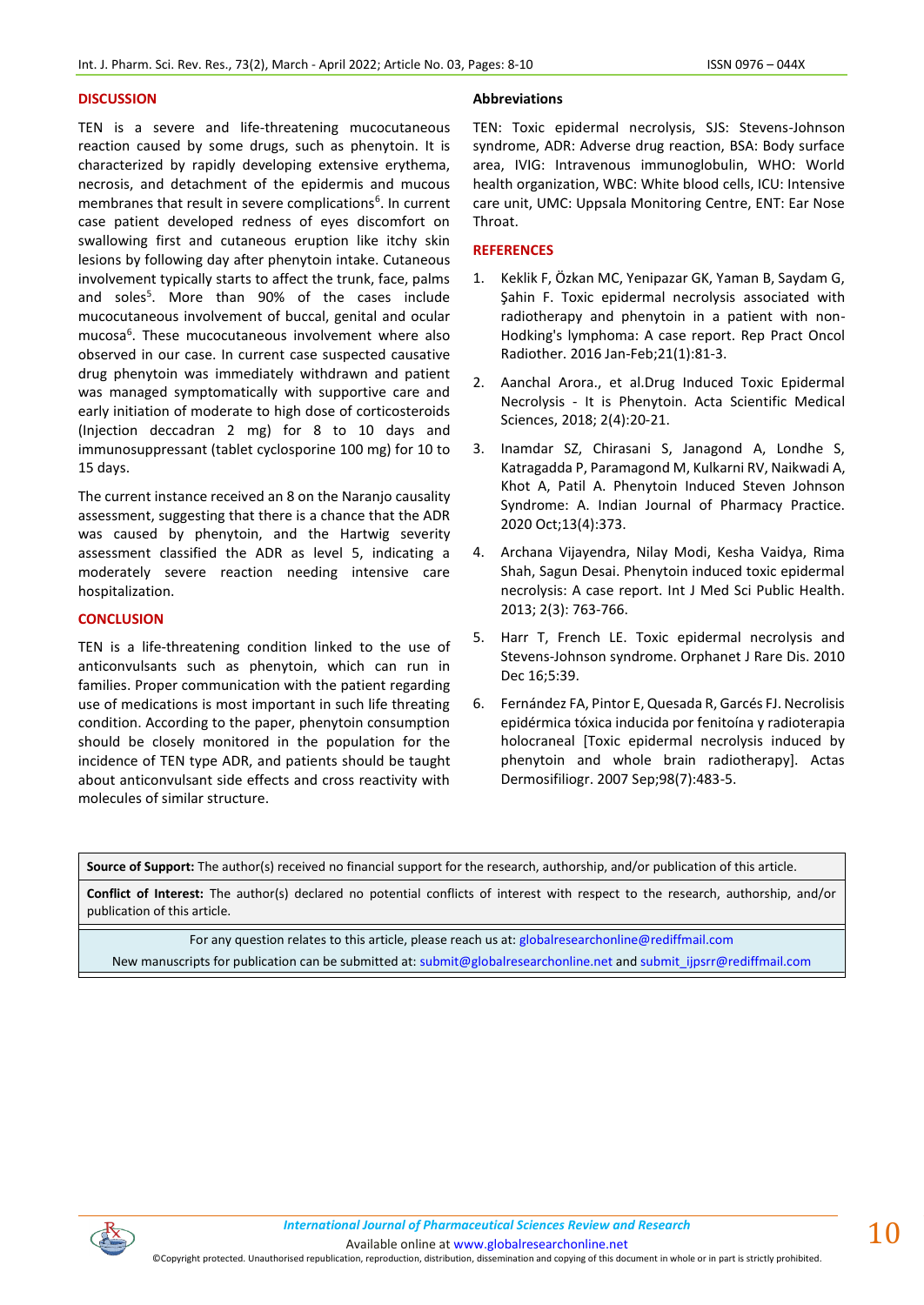## DISCUSSION

TEN is a severe and life-threatening mucocutaneous reaction caused by some drugs, such as phenytoin. It is characterized by rapidly developing extensive erythema, necrosis, and detachment of the epidermis and mucous membranes that result in severe complications[6]. In current case patient developed redness of eyes discomfort on swallowing first and cutaneous eruption like itchy skin lesions by following day after phenytoin intake. Cutaneous involvement typically starts to affect the trunk, face, palms and soles[5]. More than 90% of the cases include mucocutaneous involvement of buccal, genital and ocular mucosa[6]. These mucocutaneous involvement where also observed in our case. In current case suspected causative drug phenytoin was immediately withdrawn and patient was managed symptomatically with supportive care and early initiation of moderate to high dose of corticosteroids (Injection deccadran 2 mg) for 8 to 10 days and immunosuppressant (tablet cyclosporine 100 mg) for 10 to 15 days.

The current instance received an 8 on the Naranjo causality assessment, suggesting that there is a chance that the ADR was caused by phenytoin, and the Hartwig severity assessment classified the ADR as level 5, indicating a moderately severe reaction needing intensive care hospitalization.

## CONCLUSION

TEN is a life-threatening condition linked to the use of anticonvulsants such as phenytoin, which can run in families. Proper communication with the patient regarding use of medications is most important in such life threating condition. According to the paper, phenytoin consumption should be closely monitored in the population for the incidence of TEN type ADR, and patients should be taught about anticonvulsant side effects and cross reactivity with molecules of similar structure.

### Abbreviations

TEN: Toxic epidermal necrolysis, SJS: Stevens-Johnson syndrome, ADR: Adverse drug reaction, BSA: Body surface area, IVIG: Intravenous immunoglobulin, WHO: World health organization, WBC: White blood cells, ICU: Intensive care unit, UMC: Uppsala Monitoring Centre, ENT: Ear Nose Throat.

## REFERENCES

1. Keklik F, Özkan MC, Yenipazar GK, Yaman B, Saydam G, Şahin F. Toxic epidermal necrolysis associated with radiotherapy and phenytoin in a patient with non-Hodking's lymphoma: A case report. Rep Pract Oncol Radiother. 2016 Jan-Feb;21(1):81-3.
2. Aanchal Arora., et al.Drug Induced Toxic Epidermal Necrolysis - It is Phenytoin. Acta Scientific Medical Sciences, 2018; 2(4):20-21.
3. Inamdar SZ, Chirasani S, Janagond A, Londhe S, Katragadda P, Paramagond M, Kulkarni RV, Naikwadi A, Khot A, Patil A. Phenytoin Induced Steven Johnson Syndrome: A. Indian Journal of Pharmacy Practice. 2020 Oct;13(4):373.
4. Archana Vijayendra, Nilay Modi, Kesha Vaidya, Rima Shah, Sagun Desai. Phenytoin induced toxic epidermal necrolysis: A case report. Int J Med Sci Public Health. 2013; 2(3): 763-766.
5. Harr T, French LE. Toxic epidermal necrolysis and Stevens-Johnson syndrome. Orphanet J Rare Dis. 2010 Dec 16;5:39.
6. Fernández FA, Pintor E, Quesada R, Garcés FJ. Necrolisis epidérmica tóxica inducida por fenitoína y radioterapia holocraneal [Toxic epidermal necrolysis induced by phenytoin and whole brain radiotherapy]. Actas Dermosifiliogr. 2007 Sep;98(7):483-5.

**Source of Support:** The author(s) received no financial support for the research, authorship, and/or publication of this article.

**Conflict of Interest:** The author(s) declared no potential conflicts of interest with respect to the research, authorship, and/or publication of this article.

For any question relates to this article, please reach us at: globalresearchonline@rediffmail.com

New manuscripts for publication can be submitted at: submit@globalresearchonline.net and submit_ijpsrr@rediffmail.com